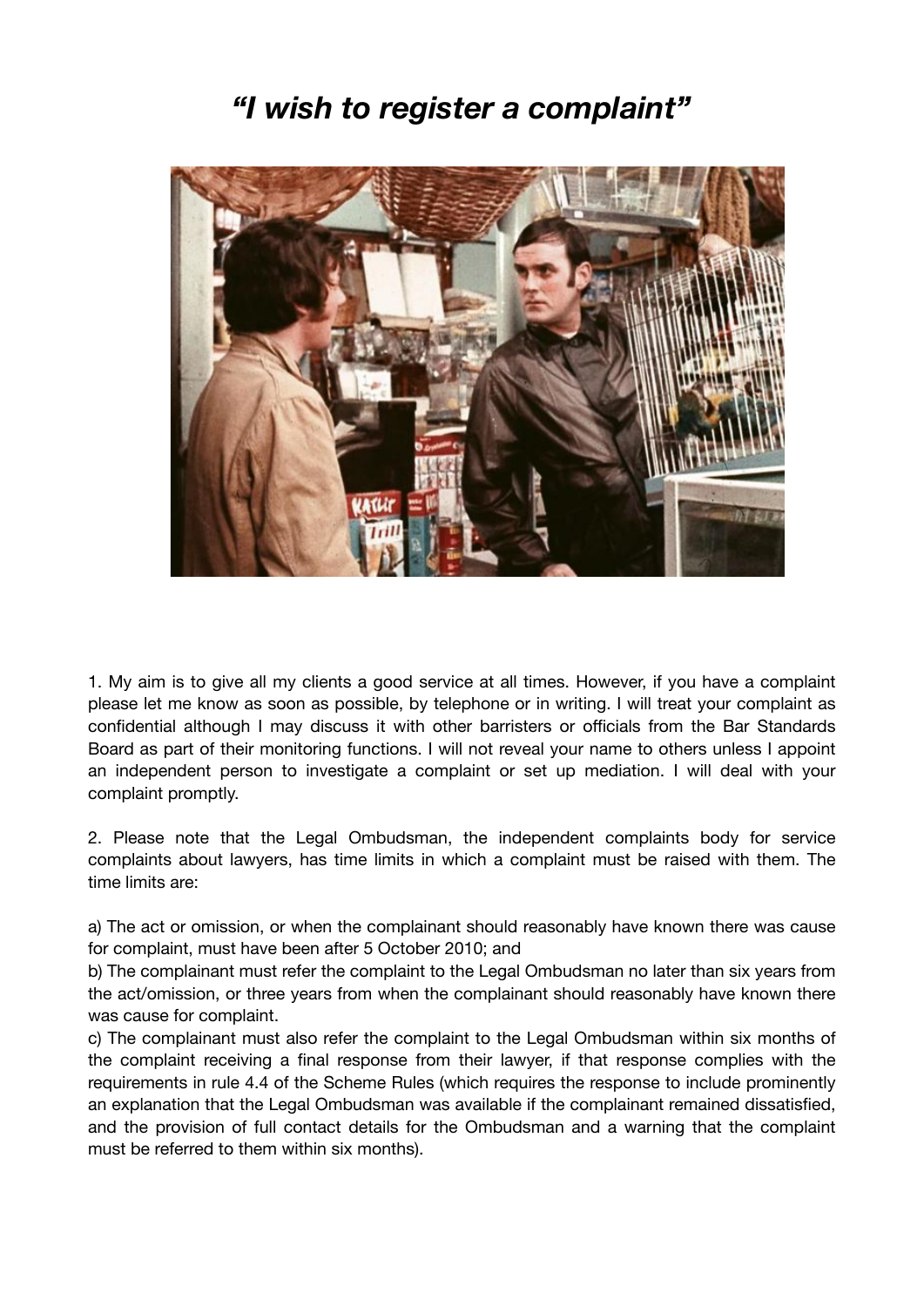# *"I wish to register a complaint"*

1. My aim is to give all my clients a good service at all times. However, if you have a complaint please let me know as soon as possible, by telephone or in writing. I will treat your complaint as confidential although I may discuss it with other barristers or officials from the Bar Standards Board as part of their monitoring functions. I will not reveal your name to others unless I appoint an independent person to investigate a complaint or set up mediation. I will deal with your complaint promptly.

2. Please note that the Legal Ombudsman, the independent complaints body for service complaints about lawyers, has time limits in which a complaint must be raised with them. The time limits are:

a) The act or omission, or when the complainant should reasonably have known there was cause for complaint, must have been after 5 October 2010; and
b) The complainant must refer the complaint to the Legal Ombudsman no later than six years from the act/omission, or three years from when the complainant should reasonably have known there was cause for complaint.
c) The complainant must also refer the complaint to the Legal Ombudsman within six months of the complaint receiving a final response from their lawyer, if that response complies with the requirements in rule 4.4 of the Scheme Rules (which requires the response to include prominently an explanation that the Legal Ombudsman was available if the complainant remained dissatisfied, and the provision of full contact details for the Ombudsman and a warning that the complaint must be referred to them within six months).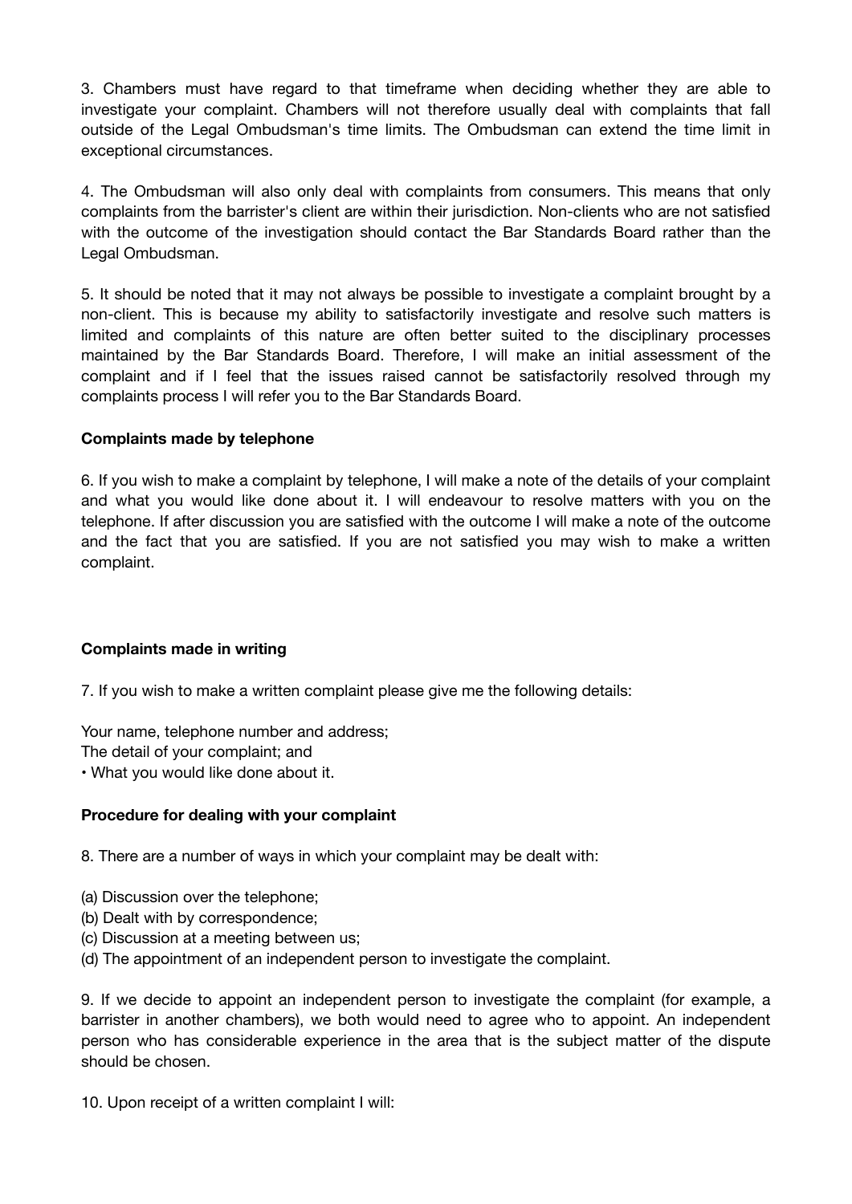3. Chambers must have regard to that timeframe when deciding whether they are able to investigate your complaint. Chambers will not therefore usually deal with complaints that fall outside of the Legal Ombudsman's time limits. The Ombudsman can extend the time limit in exceptional circumstances.

4. The Ombudsman will also only deal with complaints from consumers. This means that only complaints from the barrister's client are within their jurisdiction. Non-clients who are not satisfied with the outcome of the investigation should contact the Bar Standards Board rather than the Legal Ombudsman.

5. It should be noted that it may not always be possible to investigate a complaint brought by a non-client. This is because my ability to satisfactorily investigate and resolve such matters is limited and complaints of this nature are often better suited to the disciplinary processes maintained by the Bar Standards Board. Therefore, I will make an initial assessment of the complaint and if I feel that the issues raised cannot be satisfactorily resolved through my complaints process I will refer you to the Bar Standards Board.

**Complaints made by telephone**

6. If you wish to make a complaint by telephone, I will make a note of the details of your complaint and what you would like done about it. I will endeavour to resolve matters with you on the telephone. If after discussion you are satisfied with the outcome I will make a note of the outcome and the fact that you are satisfied. If you are not satisfied you may wish to make a written complaint.

**Complaints made in writing**

7. If you wish to make a written complaint please give me the following details:

Your name, telephone number and address;
The detail of your complaint; and
• What you would like done about it.

**Procedure for dealing with your complaint**

8. There are a number of ways in which your complaint may be dealt with:

(a) Discussion over the telephone;
(b) Dealt with by correspondence;
(c) Discussion at a meeting between us;
(d) The appointment of an independent person to investigate the complaint.

9. If we decide to appoint an independent person to investigate the complaint (for example, a barrister in another chambers), we both would need to agree who to appoint. An independent person who has considerable experience in the area that is the subject matter of the dispute should be chosen.

10. Upon receipt of a written complaint I will: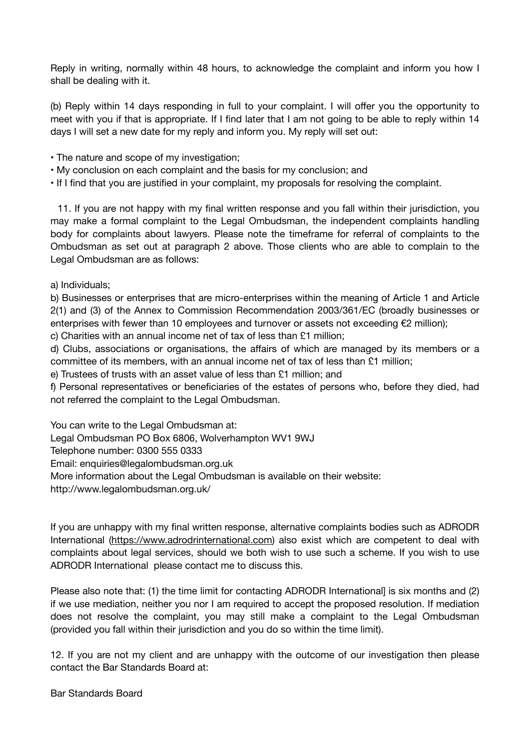Reply in writing, normally within 48 hours, to acknowledge the complaint and inform you how I shall be dealing with it.

(b) Reply within 14 days responding in full to your complaint. I will offer you the opportunity to meet with you if that is appropriate. If I find later that I am not going to be able to reply within 14 days I will set a new date for my reply and inform you. My reply will set out:

- The nature and scope of my investigation;
- My conclusion on each complaint and the basis for my conclusion; and
- If I find that you are justified in your complaint, my proposals for resolving the complaint.

11. If you are not happy with my final written response and you fall within their jurisdiction, you may make a formal complaint to the Legal Ombudsman, the independent complaints handling body for complaints about lawyers. Please note the timeframe for referral of complaints to the Ombudsman as set out at paragraph 2 above. Those clients who are able to complain to the Legal Ombudsman are as follows:

a) Individuals;
b) Businesses or enterprises that are micro-enterprises within the meaning of Article 1 and Article 2(1) and (3) of the Annex to Commission Recommendation 2003/361/EC (broadly businesses or enterprises with fewer than 10 employees and turnover or assets not exceeding €2 million);
c) Charities with an annual income net of tax of less than £1 million;
d) Clubs, associations or organisations, the affairs of which are managed by its members or a committee of its members, with an annual income net of tax of less than £1 million;
e) Trustees of trusts with an asset value of less than £1 million; and
f) Personal representatives or beneficiaries of the estates of persons who, before they died, had not referred the complaint to the Legal Ombudsman.

You can write to the Legal Ombudsman at:
Legal Ombudsman PO Box 6806, Wolverhampton WV1 9WJ
Telephone number: 0300 555 0333
Email: enquiries@legalombudsman.org.uk
More information about the Legal Ombudsman is available on their website:
http://www.legalombudsman.org.uk/

If you are unhappy with my final written response, alternative complaints bodies such as ADRODR International (https://www.adrodrinternational.com) also exist which are competent to deal with complaints about legal services, should we both wish to use such a scheme. If you wish to use ADRODR International please contact me to discuss this.

Please also note that: (1) the time limit for contacting ADRODR International] is six months and (2) if we use mediation, neither you nor I am required to accept the proposed resolution. If mediation does not resolve the complaint, you may still make a complaint to the Legal Ombudsman (provided you fall within their jurisdiction and you do so within the time limit).

12. If you are not my client and are unhappy with the outcome of our investigation then please contact the Bar Standards Board at:

Bar Standards Board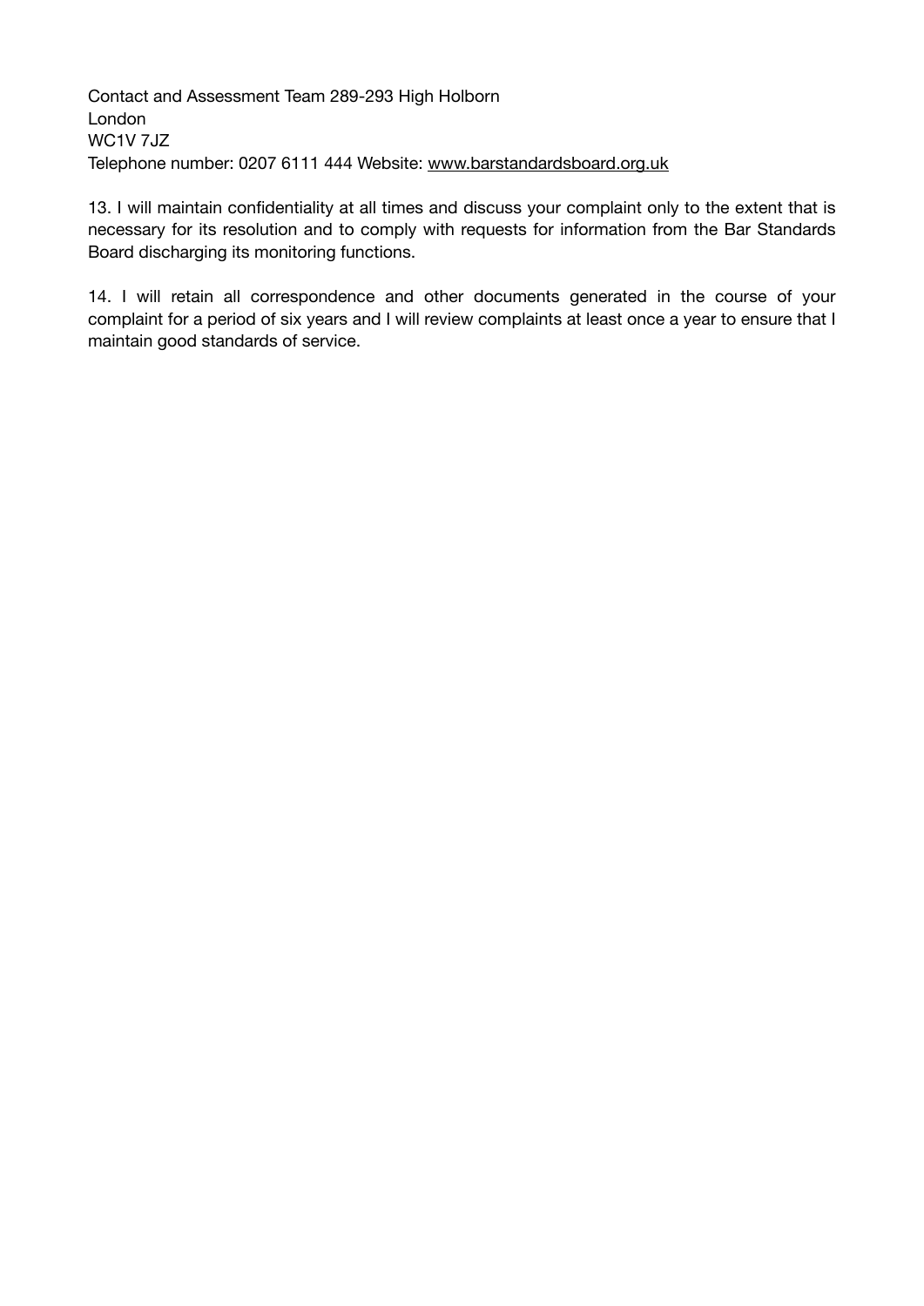Contact and Assessment Team 289-293 High Holborn
London
WC1V 7JZ
Telephone number: 0207 6111 444 Website: www.barstandardsboard.org.uk

13. I will maintain confidentiality at all times and discuss your complaint only to the extent that is necessary for its resolution and to comply with requests for information from the Bar Standards Board discharging its monitoring functions.

14. I will retain all correspondence and other documents generated in the course of your complaint for a period of six years and I will review complaints at least once a year to ensure that I maintain good standards of service.